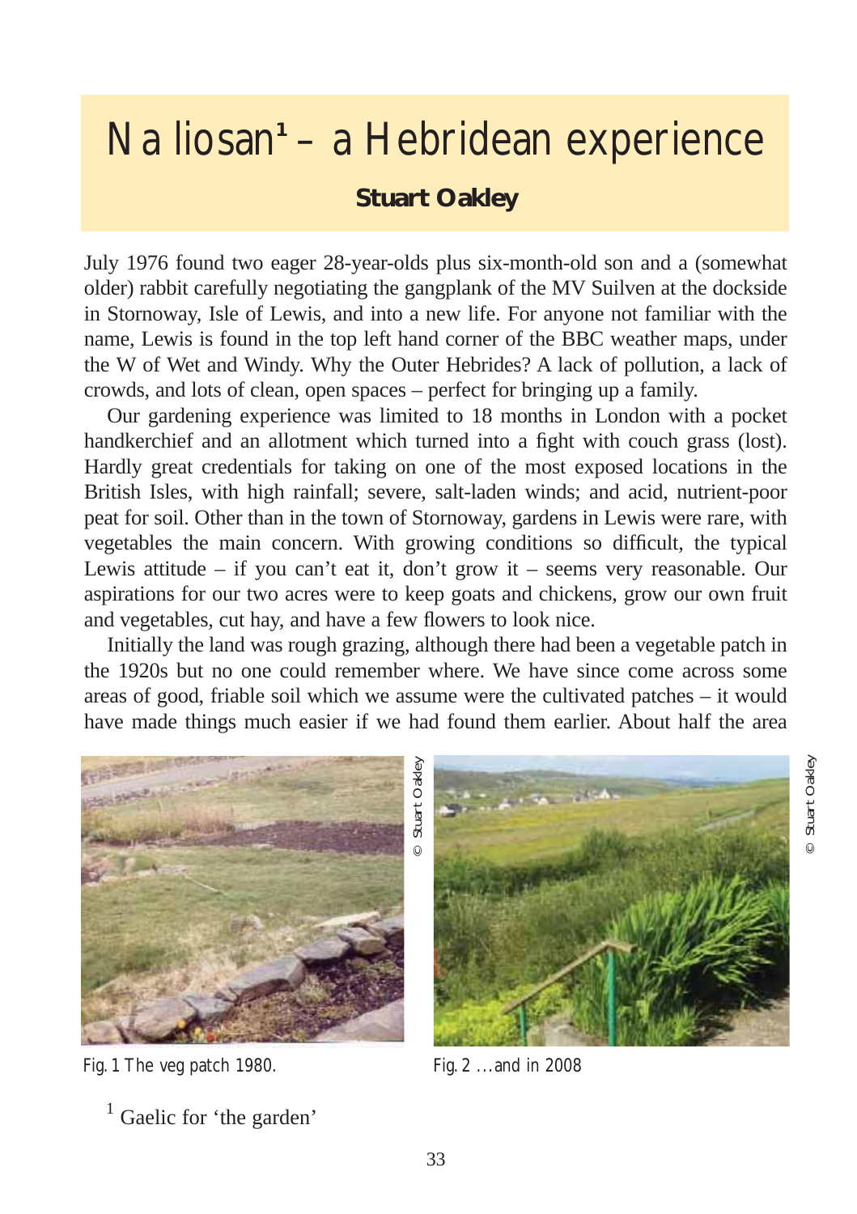# Na liosan[1] – a Hebridean experience

**Stuart Oakley**

July 1976 found two eager 28-year-olds plus six-month-old son and a (somewhat older) rabbit carefully negotiating the gangplank of the MV Suilven at the dockside in Stornoway, Isle of Lewis, and into a new life. For anyone not familiar with the name, Lewis is found in the top left hand corner of the BBC weather maps, under the W of Wet and Windy. Why the Outer Hebrides? A lack of pollution, a lack of crowds, and lots of clean, open spaces – perfect for bringing up a family.

Our gardening experience was limited to 18 months in London with a pocket handkerchief and an allotment which turned into a fight with couch grass (lost). Hardly great credentials for taking on one of the most exposed locations in the British Isles, with high rainfall; severe, salt-laden winds; and acid, nutrient-poor peat for soil. Other than in the town of Stornoway, gardens in Lewis were rare, with vegetables the main concern. With growing conditions so difficult, the typical Lewis attitude – if you can't eat it, don't grow it – seems very reasonable. Our aspirations for our two acres were to keep goats and chickens, grow our own fruit and vegetables, cut hay, and have a few flowers to look nice.

Initially the land was rough grazing, although there had been a vegetable patch in the 1920s but no one could remember where. We have since come across some areas of good, friable soil which we assume were the cultivated patches – it would have made things much easier if we had found them earlier. About half the area

© Stuart Oakley

Fig. 1 The veg patch 1980.

© Stuart Oakley

Fig. 2 ...and in 2008

[1] Gaelic for 'the garden'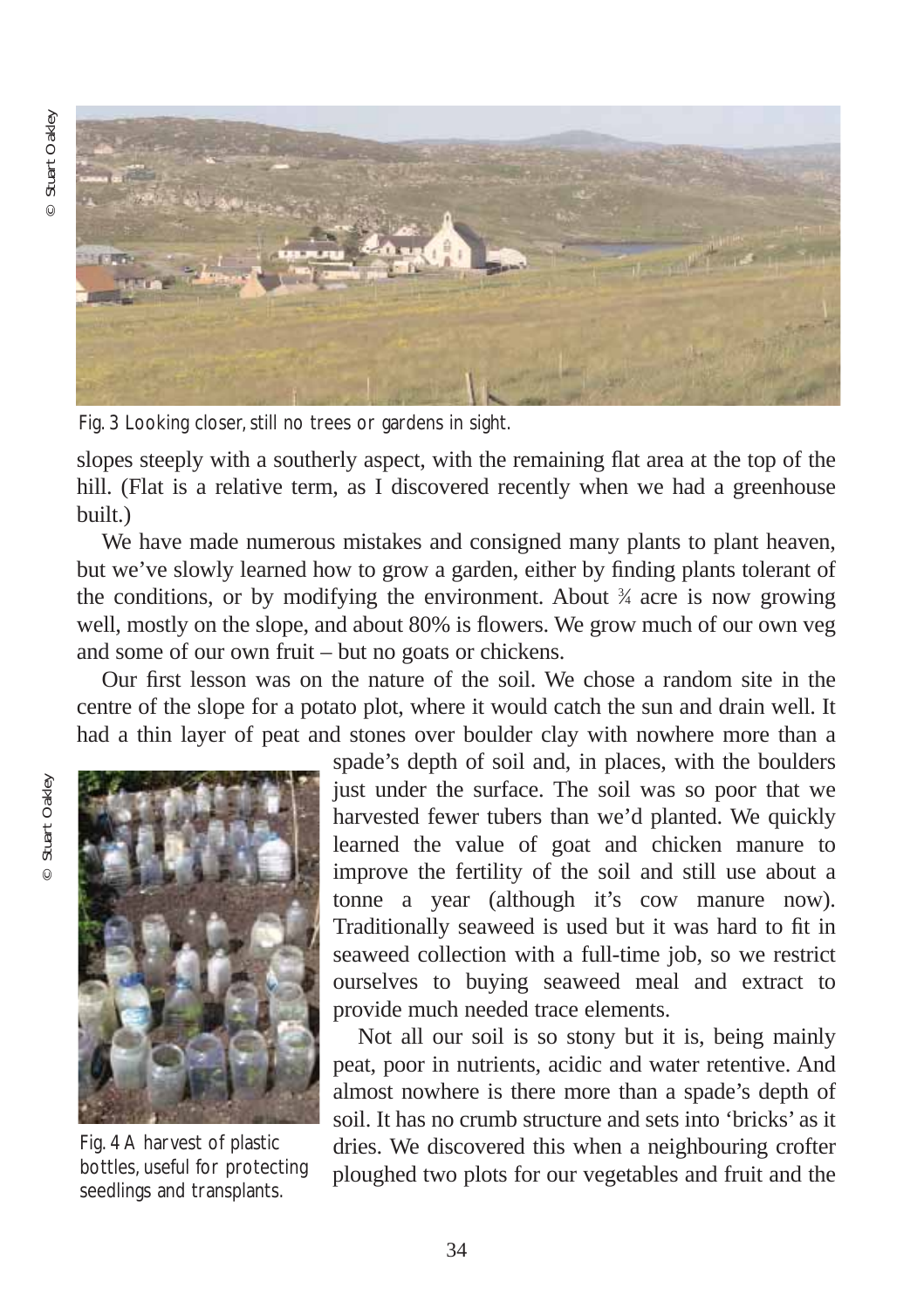Fig. 3 Looking closer, still no trees or gardens in sight.

slopes steeply with a southerly aspect, with the remaining flat area at the top of the hill. (Flat is a relative term, as I discovered recently when we had a greenhouse built.)

We have made numerous mistakes and consigned many plants to plant heaven, but we've slowly learned how to grow a garden, either by finding plants tolerant of the conditions, or by modifying the environment. About ¾ acre is now growing well, mostly on the slope, and about 80% is flowers. We grow much of our own veg and some of our own fruit – but no goats or chickens.

Our first lesson was on the nature of the soil. We chose a random site in the centre of the slope for a potato plot, where it would catch the sun and drain well. It had a thin layer of peat and stones over boulder clay with nowhere more than a spade's depth of soil and, in places, with the boulders just under the surface. The soil was so poor that we harvested fewer tubers than we'd planted. We quickly learned the value of goat and chicken manure to improve the fertility of the soil and still use about a tonne a year (although it's cow manure now). Traditionally seaweed is used but it was hard to fit in seaweed collection with a full-time job, so we restrict ourselves to buying seaweed meal and extract to provide much needed trace elements.

Fig. 4 A harvest of plastic bottles, useful for protecting seedlings and transplants.

Not all our soil is so stony but it is, being mainly peat, poor in nutrients, acidic and water retentive. And almost nowhere is there more than a spade's depth of soil. It has no crumb structure and sets into 'bricks' as it dries. We discovered this when a neighbouring crofter ploughed two plots for our vegetables and fruit and the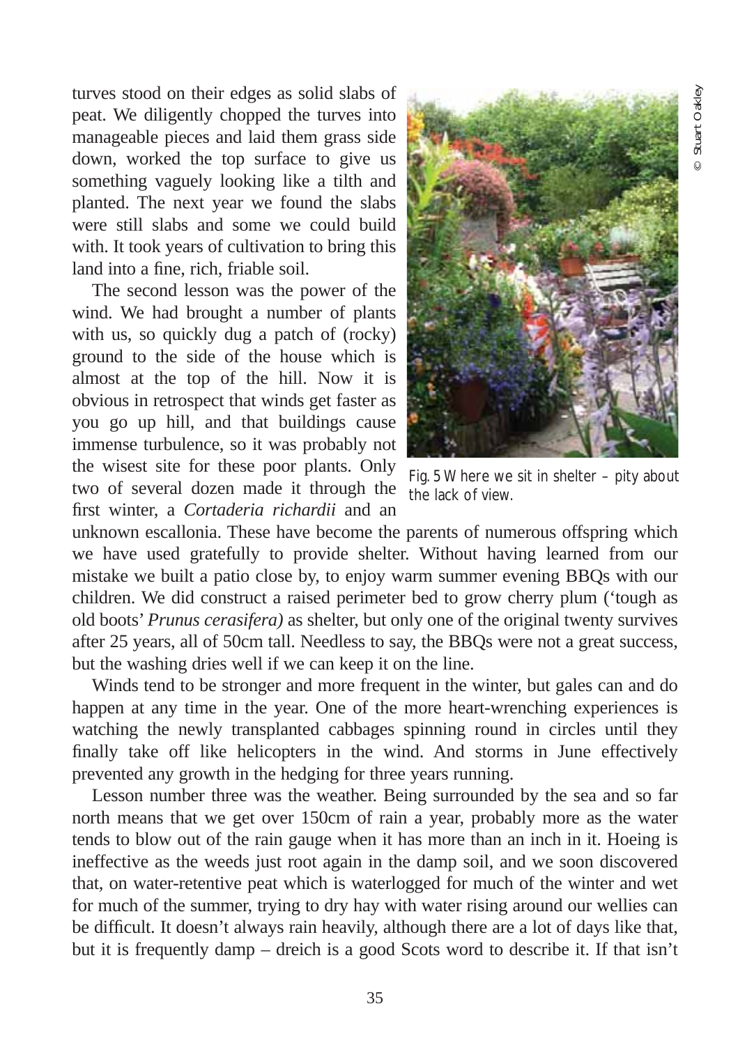turves stood on their edges as solid slabs of peat. We diligently chopped the turves into manageable pieces and laid them grass side down, worked the top surface to give us something vaguely looking like a tilth and planted. The next year we found the slabs were still slabs and some we could build with. It took years of cultivation to bring this land into a fine, rich, friable soil.

The second lesson was the power of the wind. We had brought a number of plants with us, so quickly dug a patch of (rocky) ground to the side of the house which is almost at the top of the hill. Now it is obvious in retrospect that winds get faster as you go up hill, and that buildings cause immense turbulence, so it was probably not the wisest site for these poor plants. Only two of several dozen made it through the first winter, a *Cortaderia richardii* and an unknown escallonia. These have become the parents of numerous offspring which we have used gratefully to provide shelter. Without having learned from our mistake we built a patio close by, to enjoy warm summer evening BBQs with our children. We did construct a raised perimeter bed to grow cherry plum ('tough as old boots' *Prunus cerasifera)* as shelter, but only one of the original twenty survives after 25 years, all of 50cm tall. Needless to say, the BBQs were not a great success, but the washing dries well if we can keep it on the line.

Fig. 5 Where we sit in shelter – pity about the lack of view.

© Stuart Oakley

Winds tend to be stronger and more frequent in the winter, but gales can and do happen at any time in the year. One of the more heart-wrenching experiences is watching the newly transplanted cabbages spinning round in circles until they finally take off like helicopters in the wind. And storms in June effectively prevented any growth in the hedging for three years running.

Lesson number three was the weather. Being surrounded by the sea and so far north means that we get over 150cm of rain a year, probably more as the water tends to blow out of the rain gauge when it has more than an inch in it. Hoeing is ineffective as the weeds just root again in the damp soil, and we soon discovered that, on water-retentive peat which is waterlogged for much of the winter and wet for much of the summer, trying to dry hay with water rising around our wellies can be difficult. It doesn't always rain heavily, although there are a lot of days like that, but it is frequently damp – dreich is a good Scots word to describe it. If that isn't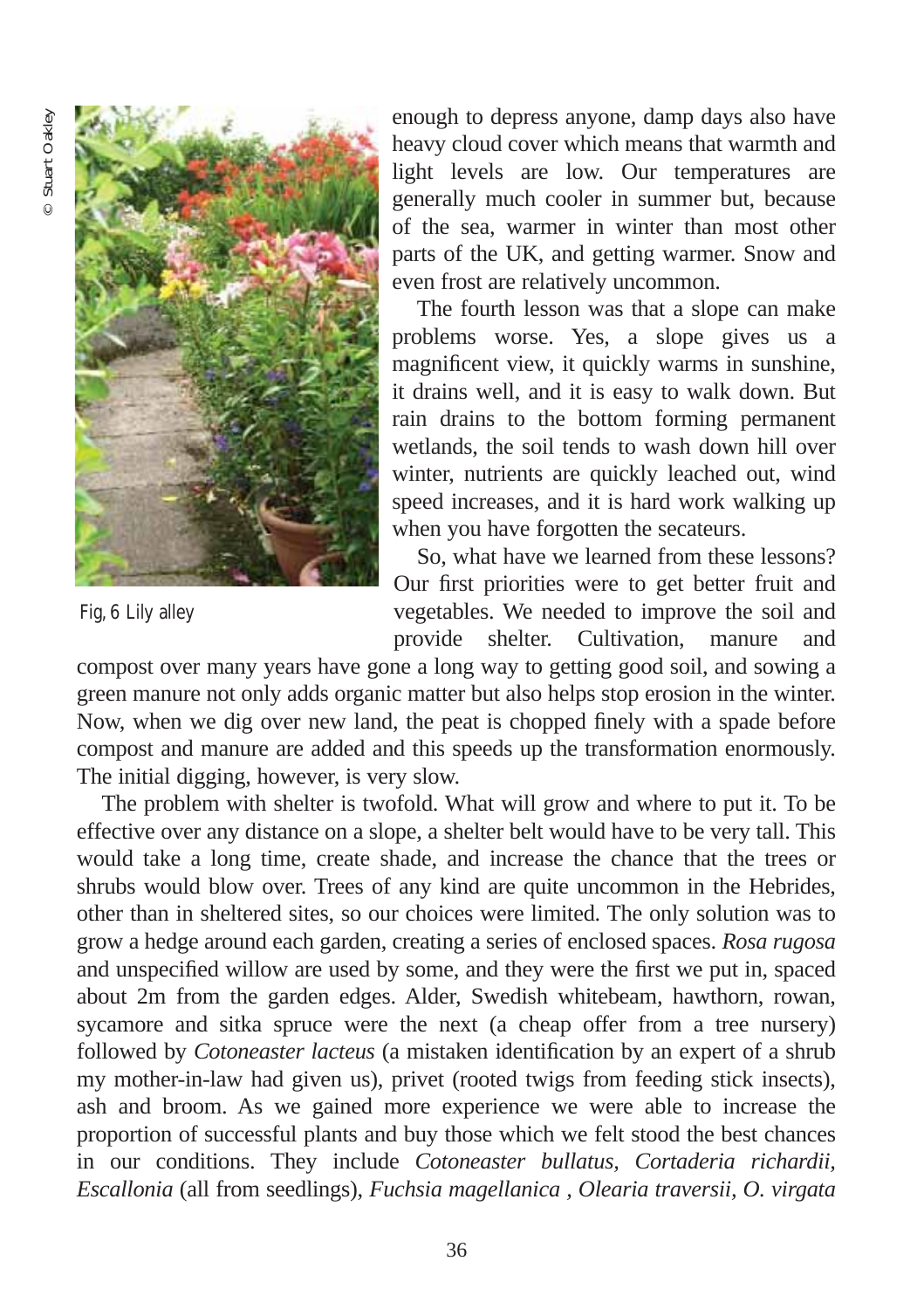Fig, 6 Lily alley

enough to depress anyone, damp days also have heavy cloud cover which means that warmth and light levels are low. Our temperatures are generally much cooler in summer but, because of the sea, warmer in winter than most other parts of the UK, and getting warmer. Snow and even frost are relatively uncommon.

The fourth lesson was that a slope can make problems worse. Yes, a slope gives us a magnificent view, it quickly warms in sunshine, it drains well, and it is easy to walk down. But rain drains to the bottom forming permanent wetlands, the soil tends to wash down hill over winter, nutrients are quickly leached out, wind speed increases, and it is hard work walking up when you have forgotten the secateurs.

So, what have we learned from these lessons? Our first priorities were to get better fruit and vegetables. We needed to improve the soil and provide shelter. Cultivation, manure and compost over many years have gone a long way to getting good soil, and sowing a green manure not only adds organic matter but also helps stop erosion in the winter. Now, when we dig over new land, the peat is chopped finely with a spade before compost and manure are added and this speeds up the transformation enormously. The initial digging, however, is very slow.

The problem with shelter is twofold. What will grow and where to put it. To be effective over any distance on a slope, a shelter belt would have to be very tall. This would take a long time, create shade, and increase the chance that the trees or shrubs would blow over. Trees of any kind are quite uncommon in the Hebrides, other than in sheltered sites, so our choices were limited. The only solution was to grow a hedge around each garden, creating a series of enclosed spaces. *Rosa rugosa* and unspecified willow are used by some, and they were the first we put in, spaced about 2m from the garden edges. Alder, Swedish whitebeam, hawthorn, rowan, sycamore and sitka spruce were the next (a cheap offer from a tree nursery) followed by *Cotoneaster lacteus* (a mistaken identification by an expert of a shrub my mother-in-law had given us), privet (rooted twigs from feeding stick insects), ash and broom. As we gained more experience we were able to increase the proportion of successful plants and buy those which we felt stood the best chances in our conditions. They include *Cotoneaster bullatus, Cortaderia richardii, Escallonia* (all from seedlings), *Fuchsia magellanica , Olearia traversii, O. virgata*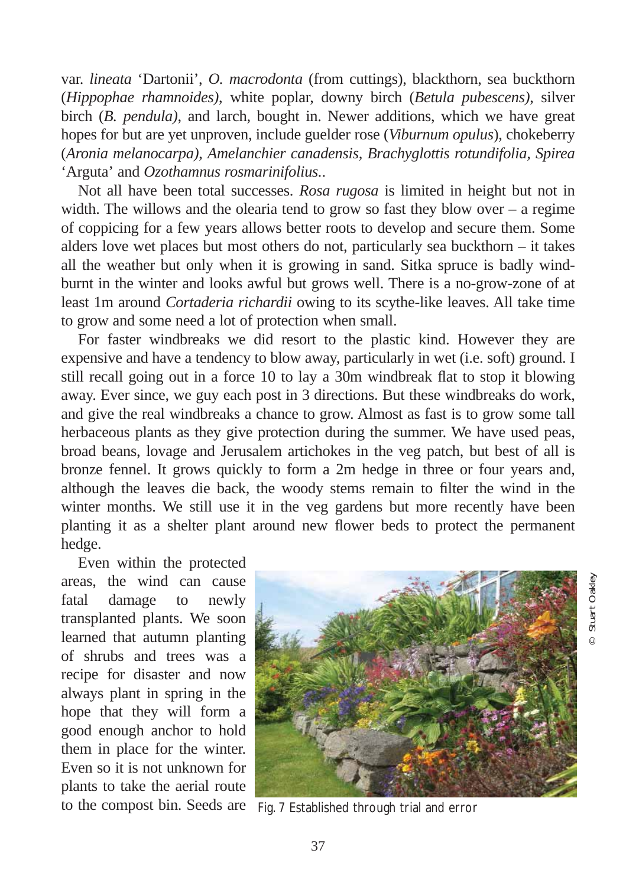var. *lineata* 'Dartonii', *O. macrodonta* (from cuttings), blackthorn, sea buckthorn (*Hippophae rhamnoides)*, white poplar, downy birch (*Betula pubescens)*, silver birch (*B. pendula)*, and larch, bought in. Newer additions, which we have great hopes for but are yet unproven, include guelder rose (*Viburnum opulus*), chokeberry (*Aronia melanocarpa)*, *Amelanchier canadensis*, *Brachyglottis rotundifolia, Spirea* 'Arguta' and *Ozothamnus rosmarinifolius..*

Not all have been total successes. *Rosa rugosa* is limited in height but not in width. The willows and the olearia tend to grow so fast they blow over – a regime of coppicing for a few years allows better roots to develop and secure them. Some alders love wet places but most others do not, particularly sea buckthorn – it takes all the weather but only when it is growing in sand. Sitka spruce is badly wind-burnt in the winter and looks awful but grows well. There is a no-grow-zone of at least 1m around *Cortaderia richardii* owing to its scythe-like leaves. All take time to grow and some need a lot of protection when small.

For faster windbreaks we did resort to the plastic kind. However they are expensive and have a tendency to blow away, particularly in wet (i.e. soft) ground. I still recall going out in a force 10 to lay a 30m windbreak flat to stop it blowing away. Ever since, we guy each post in 3 directions. But these windbreaks do work, and give the real windbreaks a chance to grow. Almost as fast is to grow some tall herbaceous plants as they give protection during the summer. We have used peas, broad beans, lovage and Jerusalem artichokes in the veg patch, but best of all is bronze fennel. It grows quickly to form a 2m hedge in three or four years and, although the leaves die back, the woody stems remain to filter the wind in the winter months. We still use it in the veg gardens but more recently have been planting it as a shelter plant around new flower beds to protect the permanent hedge.

Even within the protected areas, the wind can cause fatal damage to newly transplanted plants. We soon learned that autumn planting of shrubs and trees was a recipe for disaster and now always plant in spring in the hope that they will form a good enough anchor to hold them in place for the winter. Even so it is not unknown for plants to take the aerial route to the compost bin. Seeds are

Fig. 7 Established through trial and error

© Stuart Oakley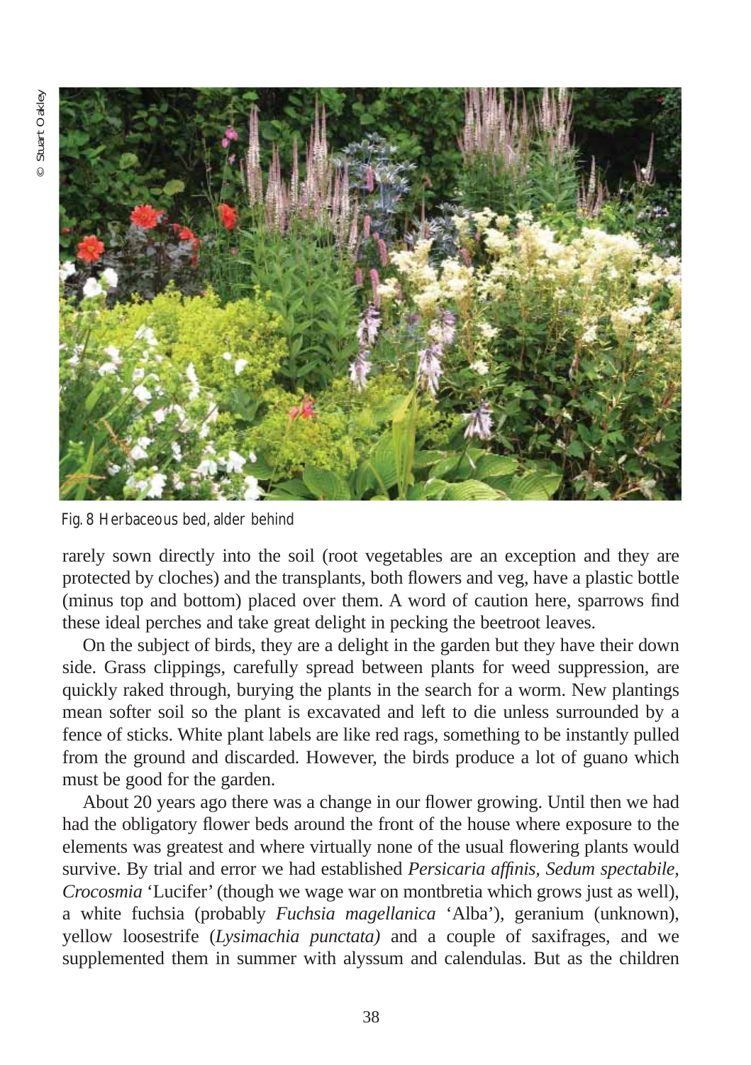Fig. 8 Herbaceous bed, alder behind

rarely sown directly into the soil (root vegetables are an exception and they are protected by cloches) and the transplants, both flowers and veg, have a plastic bottle (minus top and bottom) placed over them. A word of caution here, sparrows find these ideal perches and take great delight in pecking the beetroot leaves.

On the subject of birds, they are a delight in the garden but they have their down side. Grass clippings, carefully spread between plants for weed suppression, are quickly raked through, burying the plants in the search for a worm. New plantings mean softer soil so the plant is excavated and left to die unless surrounded by a fence of sticks. White plant labels are like red rags, something to be instantly pulled from the ground and discarded. However, the birds produce a lot of guano which must be good for the garden.

About 20 years ago there was a change in our flower growing. Until then we had had the obligatory flower beds around the front of the house where exposure to the elements was greatest and where virtually none of the usual flowering plants would survive. By trial and error we had established *Persicaria affinis, Sedum spectabile, Crocosmia* 'Lucifer' (though we wage war on montbretia which grows just as well), a white fuchsia (probably *Fuchsia magellanica* 'Alba'), geranium (unknown), yellow loosestrife (*Lysimachia punctata)* and a couple of saxifrages, and we supplemented them in summer with alyssum and calendulas. But as the children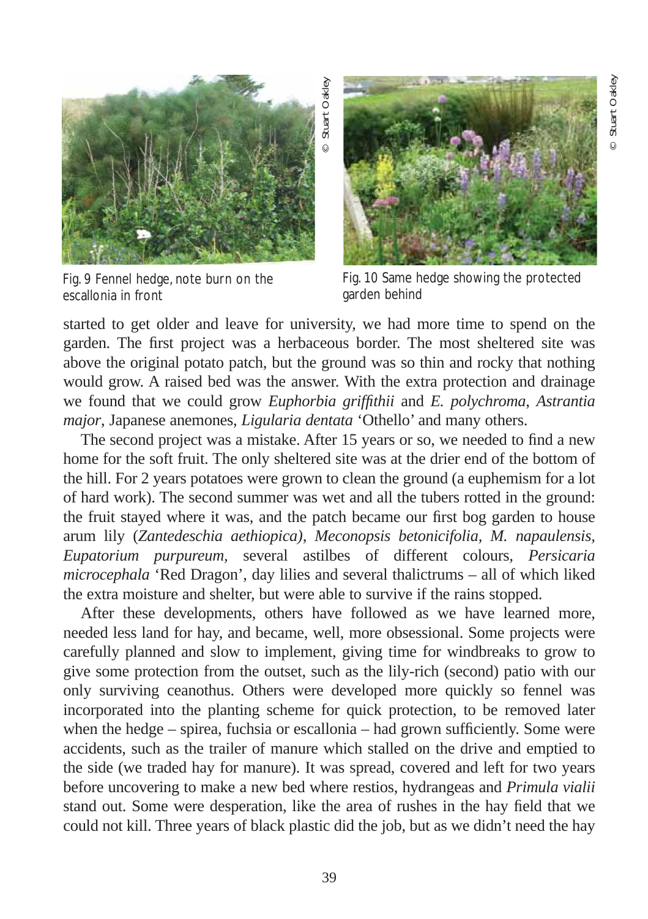Fig. 9 Fennel hedge, note burn on the escallonia in front

© Stuart Oakley

Fig. 10 Same hedge showing the protected garden behind

© Stuart Oakley

started to get older and leave for university, we had more time to spend on the garden. The first project was a herbaceous border. The most sheltered site was above the original potato patch, but the ground was so thin and rocky that nothing would grow. A raised bed was the answer. With the extra protection and drainage we found that we could grow *Euphorbia griffithii* and *E. polychroma*, *Astrantia major*, Japanese anemones, *Ligularia dentata* 'Othello' and many others.

The second project was a mistake. After 15 years or so, we needed to find a new home for the soft fruit. The only sheltered site was at the drier end of the bottom of the hill. For 2 years potatoes were grown to clean the ground (a euphemism for a lot of hard work). The second summer was wet and all the tubers rotted in the ground: the fruit stayed where it was, and the patch became our first bog garden to house arum lily (*Zantedeschia aethiopica)*, *Meconopsis betonicifolia*, *M. napaulensis*, *Eupatorium purpureum*, several astilbes of different colours, *Persicaria microcephala* 'Red Dragon', day lilies and several thalictrums – all of which liked the extra moisture and shelter, but were able to survive if the rains stopped.

After these developments, others have followed as we have learned more, needed less land for hay, and became, well, more obsessional. Some projects were carefully planned and slow to implement, giving time for windbreaks to grow to give some protection from the outset, such as the lily-rich (second) patio with our only surviving ceanothus. Others were developed more quickly so fennel was incorporated into the planting scheme for quick protection, to be removed later when the hedge – spirea, fuchsia or escallonia – had grown sufficiently. Some were accidents, such as the trailer of manure which stalled on the drive and emptied to the side (we traded hay for manure). It was spread, covered and left for two years before uncovering to make a new bed where restios, hydrangeas and *Primula vialii* stand out. Some were desperation, like the area of rushes in the hay field that we could not kill. Three years of black plastic did the job, but as we didn't need the hay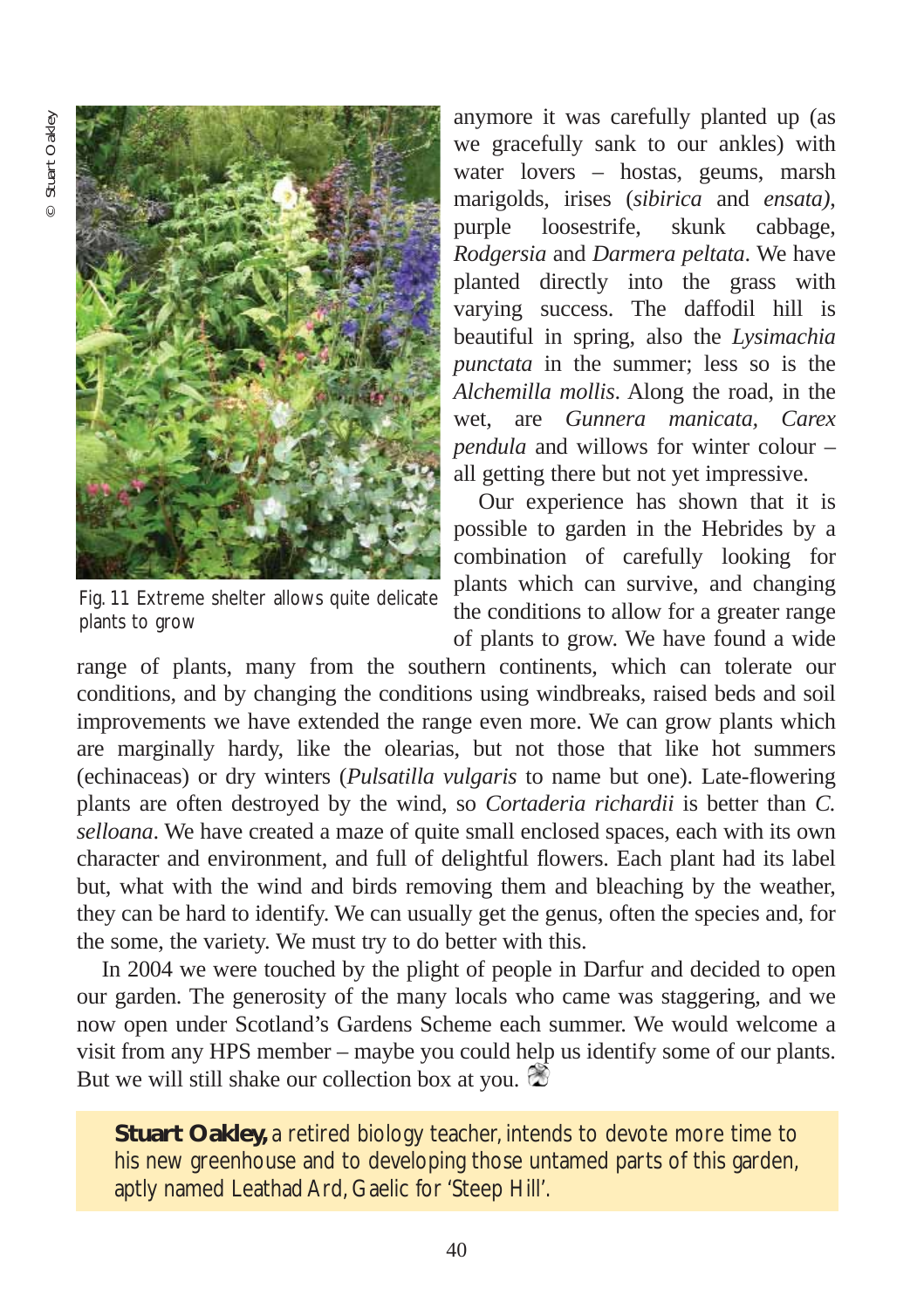Fig. 11 Extreme shelter allows quite delicate plants to grow

anymore it was carefully planted up (as we gracefully sank to our ankles) with water lovers – hostas, geums, marsh marigolds, irises (*sibirica* and *ensata)*, purple loosestrife, skunk cabbage, *Rodgersia* and *Darmera peltata*. We have planted directly into the grass with varying success. The daffodil hill is beautiful in spring, also the *Lysimachia punctata* in the summer; less so is the *Alchemilla mollis*. Along the road, in the wet, are *Gunnera manicata, Carex pendula* and willows for winter colour – all getting there but not yet impressive.

Our experience has shown that it is possible to garden in the Hebrides by a combination of carefully looking for plants which can survive, and changing the conditions to allow for a greater range of plants to grow. We have found a wide range of plants, many from the southern continents, which can tolerate our conditions, and by changing the conditions using windbreaks, raised beds and soil improvements we have extended the range even more. We can grow plants which are marginally hardy, like the olearias, but not those that like hot summers (echinaceas) or dry winters (*Pulsatilla vulgaris* to name but one). Late-flowering plants are often destroyed by the wind, so *Cortaderia richardii* is better than *C. selloana*. We have created a maze of quite small enclosed spaces, each with its own character and environment, and full of delightful flowers. Each plant had its label but, what with the wind and birds removing them and bleaching by the weather, they can be hard to identify. We can usually get the genus, often the species and, for the some, the variety. We must try to do better with this.

In 2004 we were touched by the plight of people in Darfur and decided to open our garden. The generosity of the many locals who came was staggering, and we now open under Scotland's Gardens Scheme each summer. We would welcome a visit from any HPS member – maybe you could help us identify some of our plants. But we will still shake our collection box at you.

**Stuart Oakley,** a retired biology teacher, intends to devote more time to his new greenhouse and to developing those untamed parts of this garden, aptly named Leathad Ard, Gaelic for 'Steep Hill'.